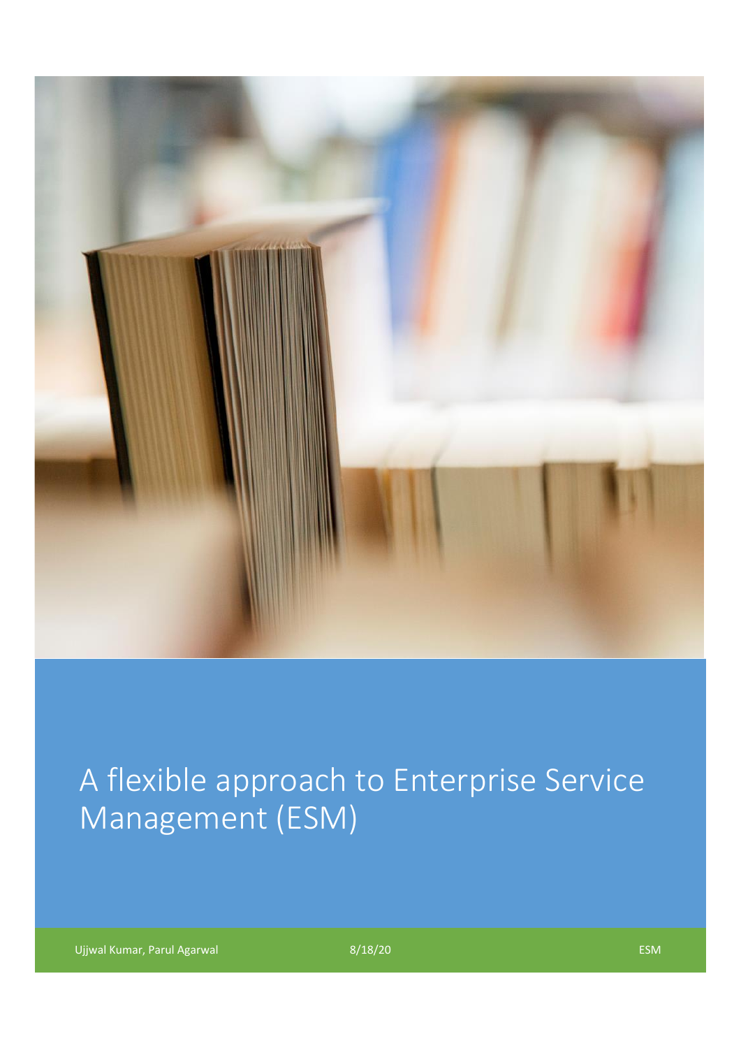# A flexible approach to Enterprise Service Management (ESM)

Ujjwal Kumar, Parul Agarwal

8/18/20

ESM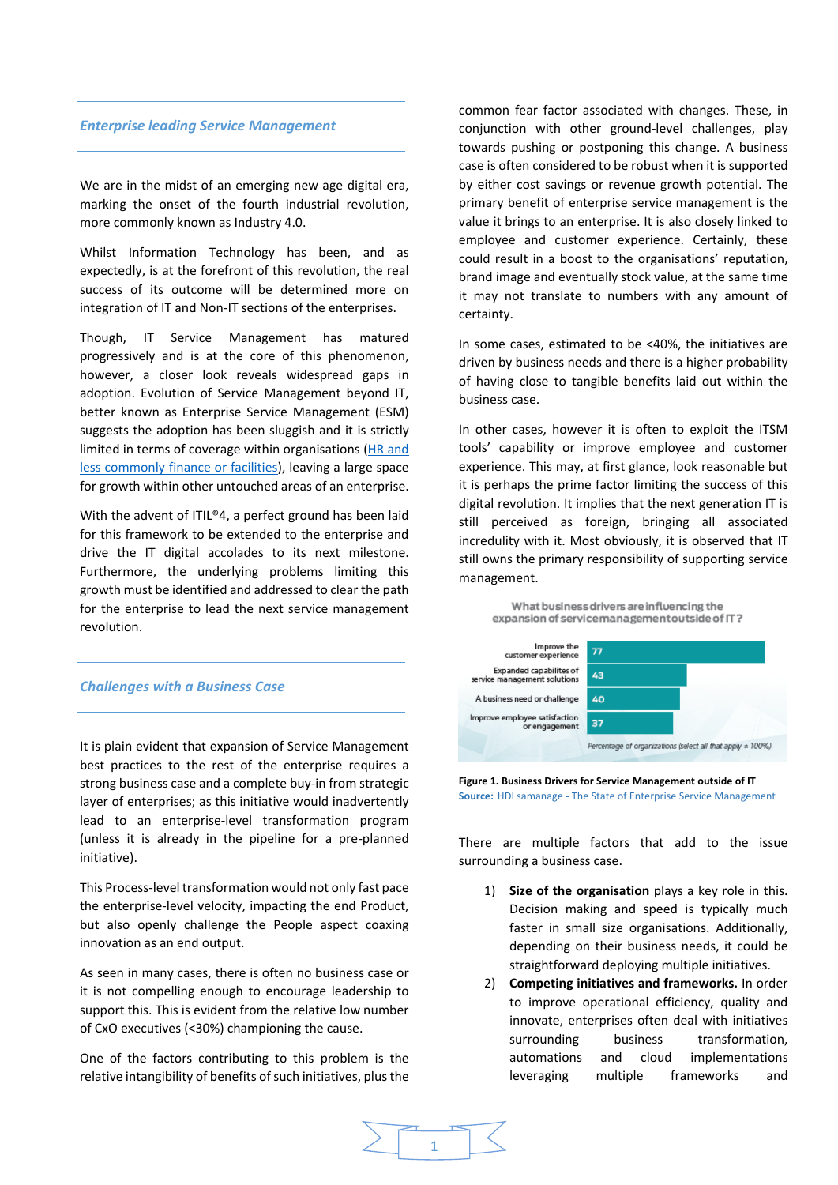## *Enterprise leading Service Management*

We are in the midst of an emerging new age digital era, marking the onset of the fourth industrial revolution, more commonly known as Industry 4.0.

Whilst Information Technology has been, and as expectedly, is at the forefront of this revolution, the real success of its outcome will be determined more on integration of IT and Non-IT sections of the enterprises.

Though, IT Service Management has matured progressively and is at the core of this phenomenon, however, a closer look reveals widespread gaps in adoption. Evolution of Service Management beyond IT, better known as Enterprise Service Management (ESM) suggests the adoption has been sluggish and it is strictly limited in terms of coverage within organisations (HR and less commonly finance or facilities), leaving a large space for growth within other untouched areas of an enterprise.

With the advent of ITIL®4, a perfect ground has been laid for this framework to be extended to the enterprise and drive the IT digital accolades to its next milestone. Furthermore, the underlying problems limiting this growth must be identified and addressed to clear the path for the enterprise to lead the next service management revolution.

## *Challenges with a Business Case*

It is plain evident that expansion of Service Management best practices to the rest of the enterprise requires a strong business case and a complete buy-in from strategic layer of enterprises; as this initiative would inadvertently lead to an enterprise-level transformation program (unless it is already in the pipeline for a pre-planned initiative).

This Process-level transformation would not only fast pace the enterprise-level velocity, impacting the end Product, but also openly challenge the People aspect coaxing innovation as an end output.

As seen in many cases, there is often no business case or it is not compelling enough to encourage leadership to support this. This is evident from the relative low number of CxO executives (<30%) championing the cause.

One of the factors contributing to this problem is the relative intangibility of benefits of such initiatives, plus the common fear factor associated with changes. These, in conjunction with other ground-level challenges, play towards pushing or postponing this change. A business case is often considered to be robust when it is supported by either cost savings or revenue growth potential. The primary benefit of enterprise service management is the value it brings to an enterprise. It is also closely linked to employee and customer experience. Certainly, these could result in a boost to the organisations' reputation, brand image and eventually stock value, at the same time it may not translate to numbers with any amount of certainty.

In some cases, estimated to be <40%, the initiatives are driven by business needs and there is a higher probability of having close to tangible benefits laid out within the business case.

In other cases, however it is often to exploit the ITSM tools' capability or improve employee and customer experience. This may, at first glance, look reasonable but it is perhaps the prime factor limiting the success of this digital revolution. It implies that the next generation IT is still perceived as foreign, bringing all associated incredulity with it. Most obviously, it is observed that IT still owns the primary responsibility of supporting service management.

What business drivers are influencing the expansion of service management outside of IT?

| Driver | Percentage of organizations |
|---|---|
| Improve the customer experience | 77 |
| Expanded capabilities of service management solutions | 43 |
| A business need or challenge | 40 |
| Improve employee satisfaction or engagement | 37 |

*Percentage of organizations (select all that apply ≠ 100%)*

**Figure 1. Business Drivers for Service Management outside of IT**
**Source:** HDI samanage - The State of Enterprise Service Management

There are multiple factors that add to the issue surrounding a business case.

1) **Size of the organisation** plays a key role in this. Decision making and speed is typically much faster in small size organisations. Additionally, depending on their business needs, it could be straightforward deploying multiple initiatives.
2) **Competing initiatives and frameworks.** In order to improve operational efficiency, quality and innovate, enterprises often deal with initiatives surrounding business transformation, automations and cloud implementations leveraging multiple frameworks and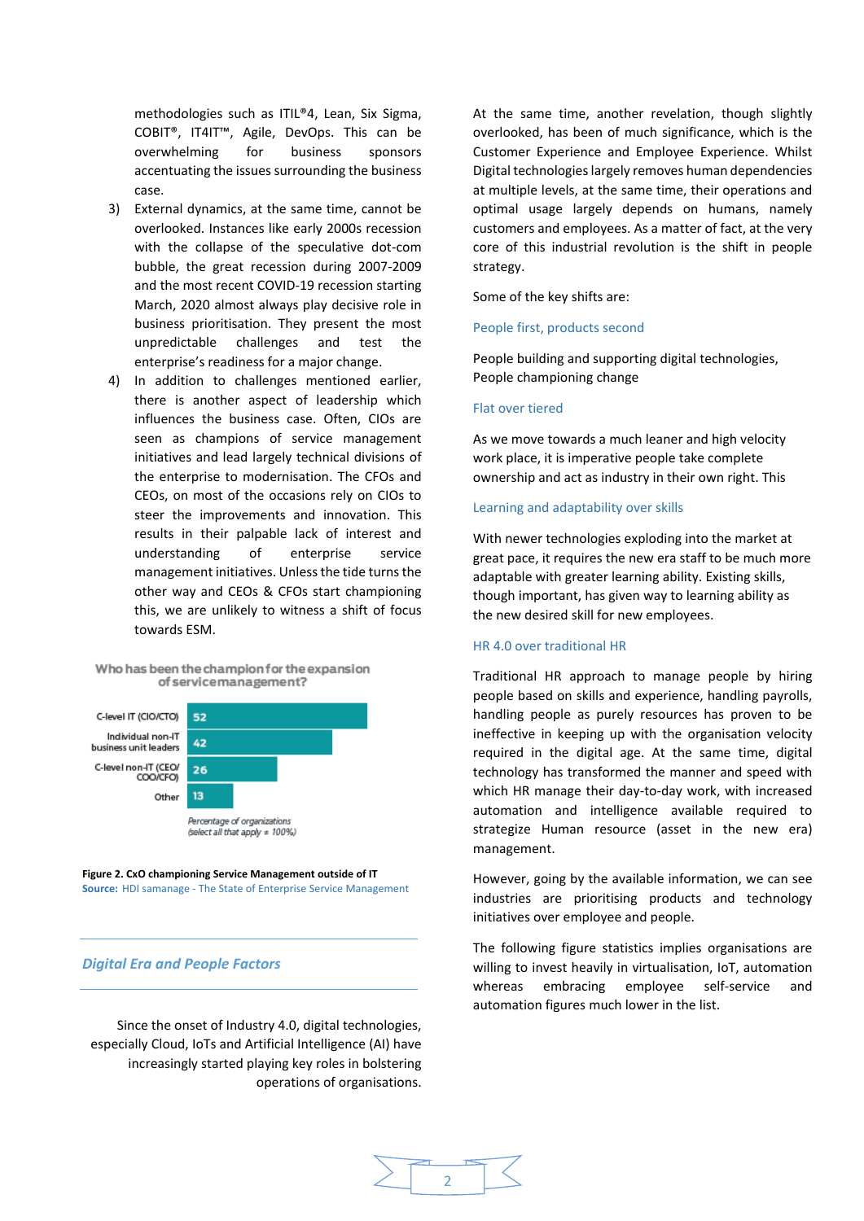methodologies such as ITIL®4, Lean, Six Sigma, COBIT®, IT4IT™, Agile, DevOps. This can be overwhelming for business sponsors accentuating the issues surrounding the business case.

3) External dynamics, at the same time, cannot be overlooked. Instances like early 2000s recession with the collapse of the speculative dot-com bubble, the great recession during 2007-2009 and the most recent COVID-19 recession starting March, 2020 almost always play decisive role in business prioritisation. They present the most unpredictable challenges and test the enterprise's readiness for a major change.

4) In addition to challenges mentioned earlier, there is another aspect of leadership which influences the business case. Often, CIOs are seen as champions of service management initiatives and lead largely technical divisions of the enterprise to modernisation. The CFOs and CEOs, on most of the occasions rely on CIOs to steer the improvements and innovation. This results in their palpable lack of interest and understanding of enterprise service management initiatives. Unless the tide turns the other way and CEOs & CFOs start championing this, we are unlikely to witness a shift of focus towards ESM.

**Who has been the champion for the expansion of service management?**

| Champion | Percentage of organizations |
|---|---|
| C-level IT (CIO/CTO) | 52 |
| Individual non-IT business unit leaders | 42 |
| C-level non-IT (CEO/COO/CFO) | 26 |
| Other | 13 |

*Percentage of organizations (select all that apply ≠ 100%)*

**Figure 2. CxO championing Service Management outside of IT**
**Source:** HDI samanage - The State of Enterprise Service Management

## *Digital Era and People Factors*

Since the onset of Industry 4.0, digital technologies, especially Cloud, IoTs and Artificial Intelligence (AI) have increasingly started playing key roles in bolstering operations of organisations.

At the same time, another revelation, though slightly overlooked, has been of much significance, which is the Customer Experience and Employee Experience. Whilst Digital technologies largely removes human dependencies at multiple levels, at the same time, their operations and optimal usage largely depends on humans, namely customers and employees. As a matter of fact, at the very core of this industrial revolution is the shift in people strategy.

Some of the key shifts are:

### People first, products second

People building and supporting digital technologies, People championing change

### Flat over tiered

As we move towards a much leaner and high velocity work place, it is imperative people take complete ownership and act as industry in their own right. This

### Learning and adaptability over skills

With newer technologies exploding into the market at great pace, it requires the new era staff to be much more adaptable with greater learning ability. Existing skills, though important, has given way to learning ability as the new desired skill for new employees.

### HR 4.0 over traditional HR

Traditional HR approach to manage people by hiring people based on skills and experience, handling payrolls, handling people as purely resources has proven to be ineffective in keeping up with the organisation velocity required in the digital age. At the same time, digital technology has transformed the manner and speed with which HR manage their day-to-day work, with increased automation and intelligence available required to strategize Human resource (asset in the new era) management.

However, going by the available information, we can see industries are prioritising products and technology initiatives over employee and people.

The following figure statistics implies organisations are willing to invest heavily in virtualisation, IoT, automation whereas embracing employee self-service and automation figures much lower in the list.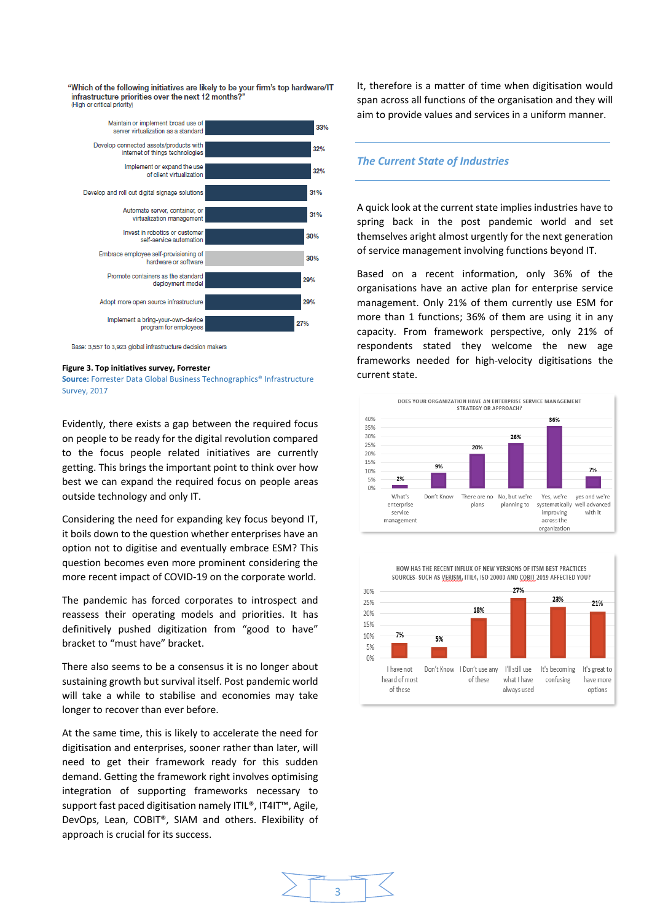"Which of the following initiatives are likely to be your firm's top hardware/IT infrastructure priorities over the next 12 months?"
(High or critical priority)

| Initiative | % |
|---|---|
| Maintain or implement broad use of server virtualization as a standard | 33% |
| Develop connected assets/products with internet of things technologies | 32% |
| Implement or expand the use of client virtualization | 32% |
| Develop and roll out digital signage solutions | 31% |
| Automate server, container, or virtualization management | 31% |
| Invest in robotics or customer self-service automation | 30% |
| Embrace employee self-provisioning of hardware or software | 30% |
| Promote containers as the standard deployment model | 29% |
| Adopt more open source infrastructure | 29% |
| Implement a bring-your-own-device program for employees | 27% |

Base: 3,557 to 3,923 global infrastructure decision makers

**Figure 3. Top initiatives survey, Forrester**
**Source:** Forrester Data Global Business Technographics® Infrastructure Survey, 2017

Evidently, there exists a gap between the required focus on people to be ready for the digital revolution compared to the focus people related initiatives are currently getting. This brings the important point to think over how best we can expand the required focus on people areas outside technology and only IT.

Considering the need for expanding key focus beyond IT, it boils down to the question whether enterprises have an option not to digitise and eventually embrace ESM? This question becomes even more prominent considering the more recent impact of COVID-19 on the corporate world.

The pandemic has forced corporates to introspect and reassess their operating models and priorities. It has definitively pushed digitization from "good to have" bracket to "must have" bracket.

There also seems to be a consensus it is no longer about sustaining growth but survival itself. Post pandemic world will take a while to stabilise and economies may take longer to recover than ever before.

At the same time, this is likely to accelerate the need for digitisation and enterprises, sooner rather than later, will need to get their framework ready for this sudden demand. Getting the framework right involves optimising integration of supporting frameworks necessary to support fast paced digitisation namely ITIL®, IT4IT™, Agile, DevOps, Lean, COBIT®, SIAM and others. Flexibility of approach is crucial for its success.

It, therefore is a matter of time when digitisation would span across all functions of the organisation and they will aim to provide values and services in a uniform manner.

## *The Current State of Industries*

A quick look at the current state implies industries have to spring back in the post pandemic world and set themselves aright almost urgently for the next generation of service management involving functions beyond IT.

Based on a recent information, only 36% of the organisations have an active plan for enterprise service management. Only 21% of them currently use ESM for more than 1 functions; 36% of them are using it in any capacity. From framework perspective, only 21% of respondents stated they welcome the new age frameworks needed for high-velocity digitisations the current state.

DOES YOUR ORGANIZATION HAVE AN ENTERPRISE SERVICE MANAGEMENT STRATEGY OR APPROACH?

| Response | % |
|---|---|
| What's enterprise service management | 2% |
| Don't Know | 9% |
| There are no plans | 20% |
| No, but we're planning to | 26% |
| Yes, we're systematically improving across the organization | 36% |
| yes and we're well advanced with it | 7% |

HOW HAS THE RECENT INFLUX OF NEW VERSIONS OF ITSM BEST PRACTICES SOURCES: SUCH AS VERISM, ITIL4, ISO 20000 AND COBIT 2019 AFFECTED YOU?

| Response | % |
|---|---|
| I have not heard of most of these | 7% |
| Don't Know | 5% |
| I Don't use any of these | 18% |
| I'll still use what I have always used | 27% |
| It's becoming confusing | 23% |
| It's great to have more options | 21% |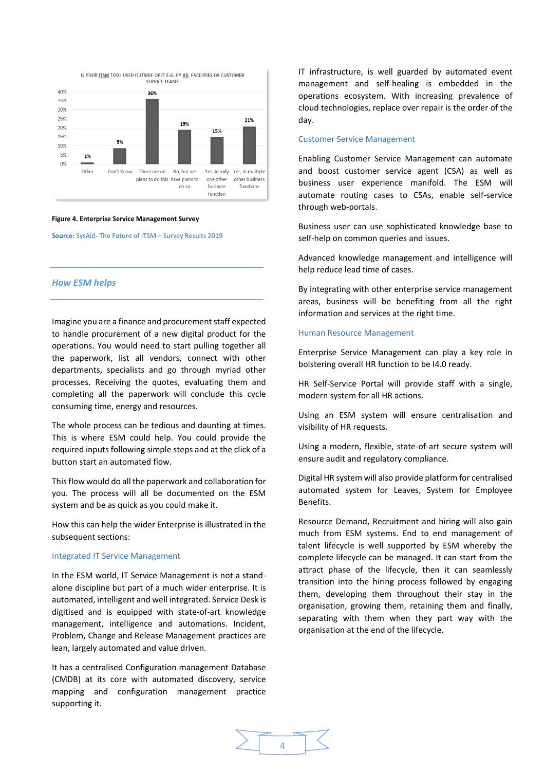IS YOUR ITSM TOOL USED OUTSIDE OF IT E.G. BY HR, FACILITIES OR CUSTOMER SERVICE TEAMS

| Response | Percentage |
| --- | --- |
| Other | 1% |
| Don't Know | 9% |
| There are no plans to do this | 36% |
| No, but we have plans to do so | 19% |
| Yes, in only one other business function | 15% |
| Yes, in multiple other business functions | 21% |

**Figure 4. Enterprise Service Management Survey**

**Source:** SysAid- The Future of ITSM – Survey Results 2019

## *How ESM helps*

Imagine you are a finance and procurement staff expected to handle procurement of a new digital product for the operations. You would need to start pulling together all the paperwork, list all vendors, connect with other departments, specialists and go through myriad other processes. Receiving the quotes, evaluating them and completing all the paperwork will conclude this cycle consuming time, energy and resources.

The whole process can be tedious and daunting at times. This is where ESM could help. You could provide the required inputs following simple steps and at the click of a button start an automated flow.

This flow would do all the paperwork and collaboration for you. The process will all be documented on the ESM system and be as quick as you could make it.

How this can help the wider Enterprise is illustrated in the subsequent sections:

### Integrated IT Service Management

In the ESM world, IT Service Management is not a stand-alone discipline but part of a much wider enterprise. It is automated, intelligent and well integrated. Service Desk is digitised and is equipped with state-of-art knowledge management, intelligence and automations. Incident, Problem, Change and Release Management practices are lean, largely automated and value driven.

It has a centralised Configuration management Database (CMDB) at its core with automated discovery, service mapping and configuration management practice supporting it.

IT infrastructure, is well guarded by automated event management and self-healing is embedded in the operations ecosystem. With increasing prevalence of cloud technologies, replace over repair is the order of the day.

### Customer Service Management

Enabling Customer Service Management can automate and boost customer service agent (CSA) as well as business user experience manifold. The ESM will automate routing cases to CSAs, enable self-service through web-portals.

Business user can use sophisticated knowledge base to self-help on common queries and issues.

Advanced knowledge management and intelligence will help reduce lead time of cases.

By integrating with other enterprise service management areas, business will be benefiting from all the right information and services at the right time.

### Human Resource Management

Enterprise Service Management can play a key role in bolstering overall HR function to be I4.0 ready.

HR Self-Service Portal will provide staff with a single, modern system for all HR actions.

Using an ESM system will ensure centralisation and visibility of HR requests.

Using a modern, flexible, state-of-art secure system will ensure audit and regulatory compliance.

Digital HR system will also provide platform for centralised automated system for Leaves, System for Employee Benefits.

Resource Demand, Recruitment and hiring will also gain much from ESM systems. End to end management of talent lifecycle is well supported by ESM whereby the complete lifecycle can be managed. It can start from the attract phase of the lifecycle, then it can seamlessly transition into the hiring process followed by engaging them, developing them throughout their stay in the organisation, growing them, retaining them and finally, separating with them when they part way with the organisation at the end of the lifecycle.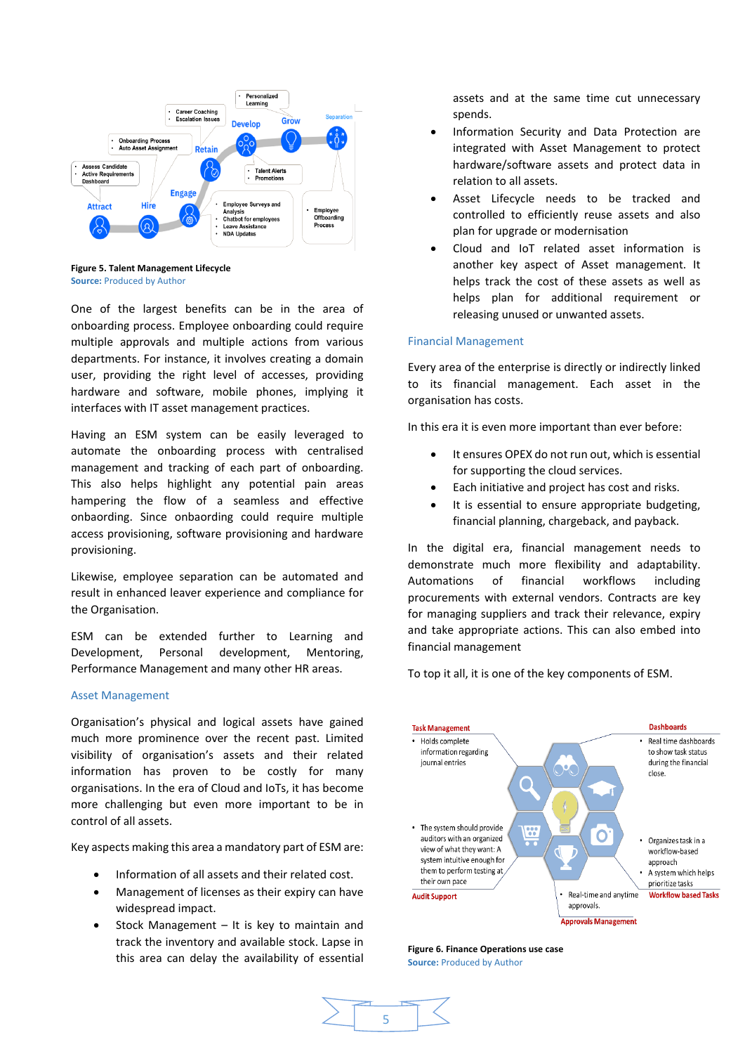**Figure 5. Talent Management Lifecycle**
**Source:** Produced by Author

One of the largest benefits can be in the area of onboarding process. Employee onboarding could require multiple approvals and multiple actions from various departments. For instance, it involves creating a domain user, providing the right level of accesses, providing hardware and software, mobile phones, implying it interfaces with IT asset management practices.

Having an ESM system can be easily leveraged to automate the onboarding process with centralised management and tracking of each part of onboarding. This also helps highlight any potential pain areas hampering the flow of a seamless and effective onboarding. Since onboarding could require multiple access provisioning, software provisioning and hardware provisioning.

Likewise, employee separation can be automated and result in enhanced leaver experience and compliance for the Organisation.

ESM can be extended further to Learning and Development, Personal development, Mentoring, Performance Management and many other HR areas.

## Asset Management

Organisation's physical and logical assets have gained much more prominence over the recent past. Limited visibility of organisation's assets and their related information has proven to be costly for many organisations. In the era of Cloud and IoTs, it has become more challenging but even more important to be in control of all assets.

Key aspects making this area a mandatory part of ESM are:

- Information of all assets and their related cost.
- Management of licenses as their expiry can have widespread impact.
- Stock Management – It is key to maintain and track the inventory and available stock. Lapse in this area can delay the availability of essential assets and at the same time cut unnecessary spends.
- Information Security and Data Protection are integrated with Asset Management to protect hardware/software assets and protect data in relation to all assets.
- Asset Lifecycle needs to be tracked and controlled to efficiently reuse assets and also plan for upgrade or modernisation
- Cloud and IoT related asset information is another key aspect of Asset management. It helps track the cost of these assets as well as helps plan for additional requirement or releasing unused or unwanted assets.

## Financial Management

Every area of the enterprise is directly or indirectly linked to its financial management. Each asset in the organisation has costs.

In this era it is even more important than ever before:

- It ensures OPEX do not run out, which is essential for supporting the cloud services.
- Each initiative and project has cost and risks.
- It is essential to ensure appropriate budgeting, financial planning, chargeback, and payback.

In the digital era, financial management needs to demonstrate much more flexibility and adaptability. Automations of financial workflows including procurements with external vendors. Contracts are key for managing suppliers and track their relevance, expiry and take appropriate actions. This can also embed into financial management

To top it all, it is one of the key components of ESM.

**Figure 6. Finance Operations use case**
**Source:** Produced by Author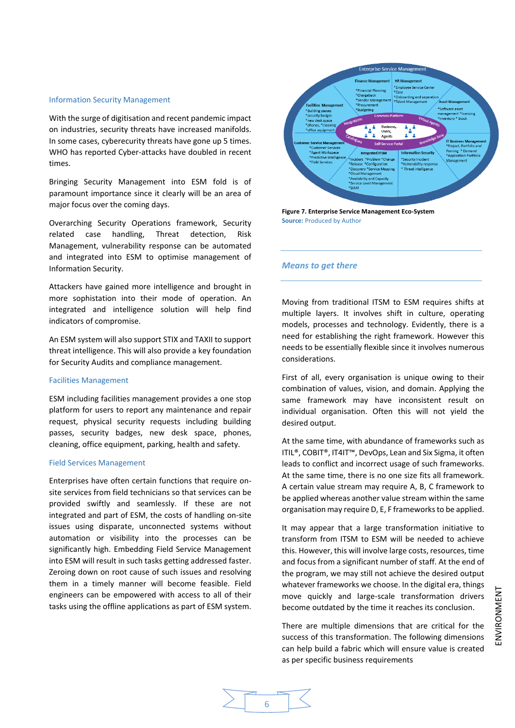### Information Security Management

With the surge of digitisation and recent pandemic impact on industries, security threats have increased manifolds. In some cases, cyberecurity threats have gone up 5 times. WHO has reported Cyber-attacks have doubled in recent times.

Bringing Security Management into ESM fold is of paramount importance since it clearly will be an area of major focus over the coming days.

Overarching Security Operations framework, Security related case handling, Threat detection, Risk Management, vulnerability response can be automated and integrated into ESM to optimise management of Information Security.

Attackers have gained more intelligence and brought in more sophistation into their mode of operation. An integrated and intelligence solution will help find indicators of compromise.

An ESM system will also support STIX and TAXII to support threat intelligence. This will also provide a key foundation for Security Audits and compliance management.

### Facilities Management

ESM including facilities management provides a one stop platform for users to report any maintenance and repair request, physical security requests including building passes, security badges, new desk space, phones, cleaning, office equipment, parking, health and safety.

### Field Services Management

Enterprises have often certain functions that require on-site services from field technicians so that services can be provided swiftly and seamlessly. If these are not integrated and part of ESM, the costs of handling on-site issues using disparate, unconnected systems without automation or visibility into the processes can be significantly high. Embedding Field Service Management into ESM will result in such tasks getting addressed faster. Zeroing down on root cause of such issues and resolving them in a timely manner will become feasible. Field engineers can be empowered with access to all of their tasks using the offline applications as part of ESM system.

**Figure 7. Enterprise Service Management Eco-System**

**Source:** Produced by Author

## *Means to get there*

Moving from traditional ITSM to ESM requires shifts at multiple layers. It involves shift in culture, operating models, processes and technology. Evidently, there is a need for establishing the right framework. However this needs to be essentially flexible since it involves numerous considerations.

First of all, every organisation is unique owing to their combination of values, vision, and domain. Applying the same framework may have inconsistent result on individual organisation. Often this will not yield the desired output.

At the same time, with abundance of frameworks such as ITIL®, COBIT®, IT4IT™, DevOps, Lean and Six Sigma, it often leads to conflict and incorrect usage of such frameworks. At the same time, there is no one size fits all framework. A certain value stream may require A, B, C framework to be applied whereas another value stream within the same organisation may require D, E, F frameworks to be applied.

It may appear that a large transformation initiative to transform from ITSM to ESM will be needed to achieve this. However, this will involve large costs, resources, time and focus from a significant number of staff. At the end of the program, we may still not achieve the desired output whatever frameworks we choose. In the digital era, things move quickly and large-scale transformation drivers become outdated by the time it reaches its conclusion.

There are multiple dimensions that are critical for the success of this transformation. The following dimensions can help build a fabric which will ensure value is created as per specific business requirements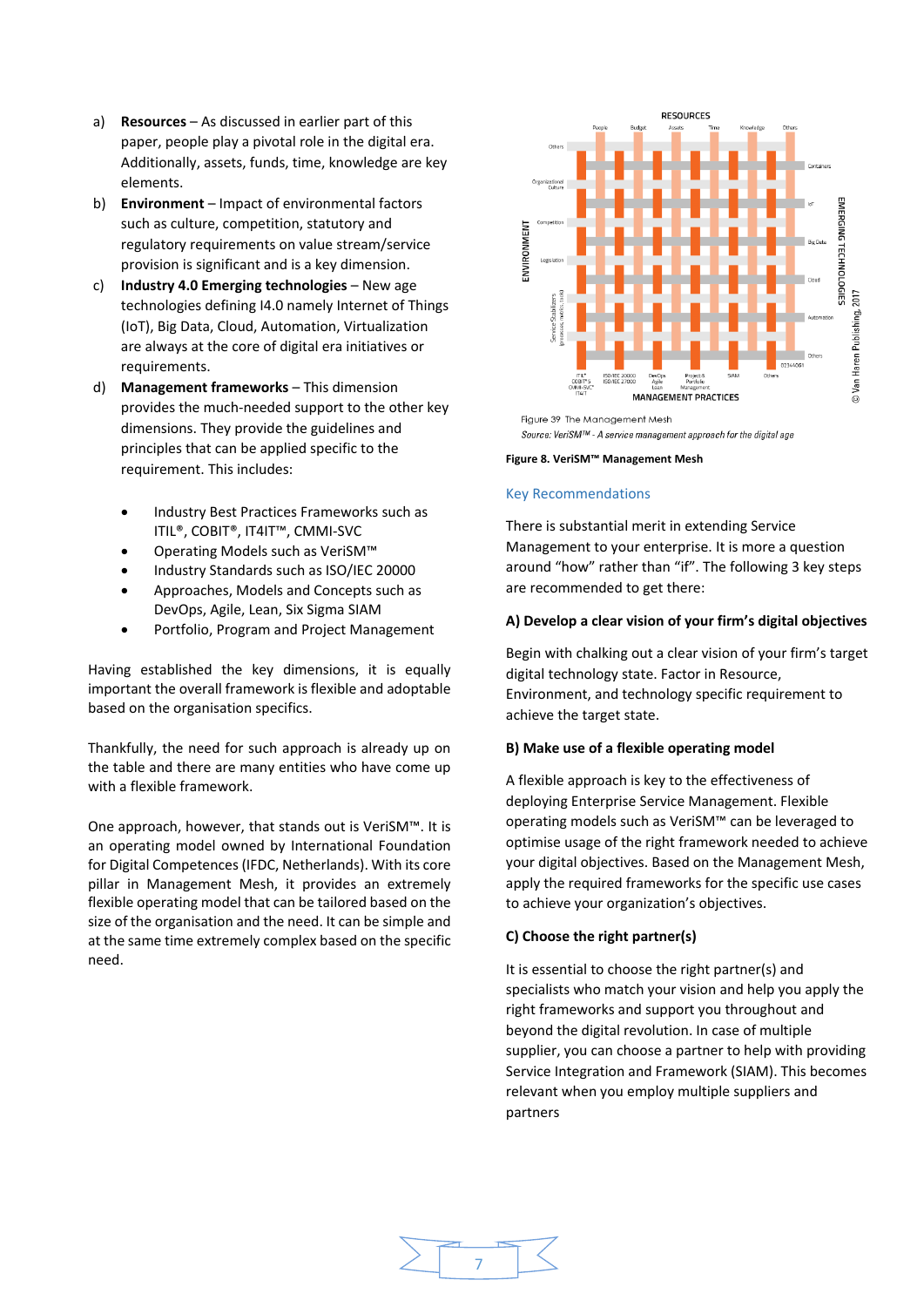a) **Resources** – As discussed in earlier part of this paper, people play a pivotal role in the digital era. Additionally, assets, funds, time, knowledge are key elements.

b) **Environment** – Impact of environmental factors such as culture, competition, statutory and regulatory requirements on value stream/service provision is significant and is a key dimension.

c) **Industry 4.0 Emerging technologies** – New age technologies defining I4.0 namely Internet of Things (IoT), Big Data, Cloud, Automation, Virtualization are always at the core of digital era initiatives or requirements.

d) **Management frameworks** – This dimension provides the much-needed support to the other key dimensions. They provide the guidelines and principles that can be applied specific to the requirement. This includes:

- Industry Best Practices Frameworks such as ITIL®, COBIT®, IT4IT™, CMMI-SVC
- Operating Models such as VeriSM™
- Industry Standards such as ISO/IEC 20000
- Approaches, Models and Concepts such as DevOps, Agile, Lean, Six Sigma SIAM
- Portfolio, Program and Project Management

Having established the key dimensions, it is equally important the overall framework is flexible and adoptable based on the organisation specifics.

Thankfully, the need for such approach is already up on the table and there are many entities who have come up with a flexible framework.

One approach, however, that stands out is VeriSM™. It is an operating model owned by International Foundation for Digital Competences (IFDC, Netherlands). With its core pillar in Management Mesh, it provides an extremely flexible operating model that can be tailored based on the size of the organisation and the need. It can be simple and at the same time extremely complex based on the specific need.

Figure 39 The Management Mesh

*Source: VeriSM™ - A service management approach for the digital age*

**Figure 8. VeriSM™ Management Mesh**

## Key Recommendations

There is substantial merit in extending Service Management to your enterprise. It is more a question around "how" rather than "if". The following 3 key steps are recommended to get there:

**A) Develop a clear vision of your firm's digital objectives**

Begin with chalking out a clear vision of your firm's target digital technology state. Factor in Resource, Environment, and technology specific requirement to achieve the target state.

**B) Make use of a flexible operating model**

A flexible approach is key to the effectiveness of deploying Enterprise Service Management. Flexible operating models such as VeriSM™ can be leveraged to optimise usage of the right framework needed to achieve your digital objectives. Based on the Management Mesh, apply the required frameworks for the specific use cases to achieve your organization's objectives.

**C) Choose the right partner(s)**

It is essential to choose the right partner(s) and specialists who match your vision and help you apply the right frameworks and support you throughout and beyond the digital revolution. In case of multiple supplier, you can choose a partner to help with providing Service Integration and Framework (SIAM). This becomes relevant when you employ multiple suppliers and partners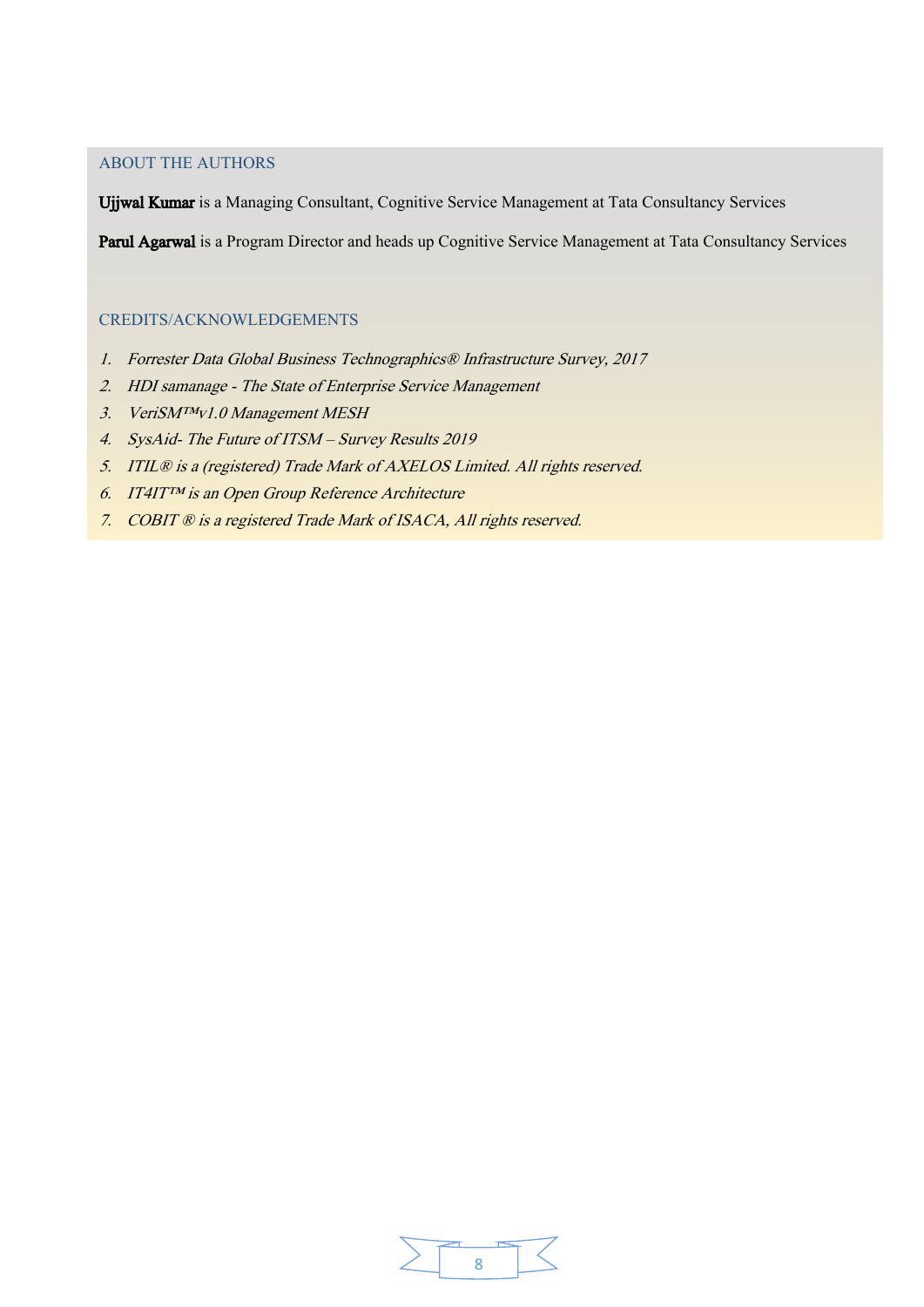## ABOUT THE AUTHORS

**Ujjwal Kumar** is a Managing Consultant, Cognitive Service Management at Tata Consultancy Services

**Parul Agarwal** is a Program Director and heads up Cognitive Service Management at Tata Consultancy Services

## CREDITS/ACKNOWLEDGEMENTS

1. *Forrester Data Global Business Technographics® Infrastructure Survey, 2017*
2. *HDI samanage - The State of Enterprise Service Management*
3. *VeriSM™v1.0 Management MESH*
4. *SysAid- The Future of ITSM – Survey Results 2019*
5. *ITIL® is a (registered) Trade Mark of AXELOS Limited. All rights reserved.*
6. *IT4IT™ is an Open Group Reference Architecture*
7. *COBIT ® is a registered Trade Mark of ISACA, All rights reserved.*